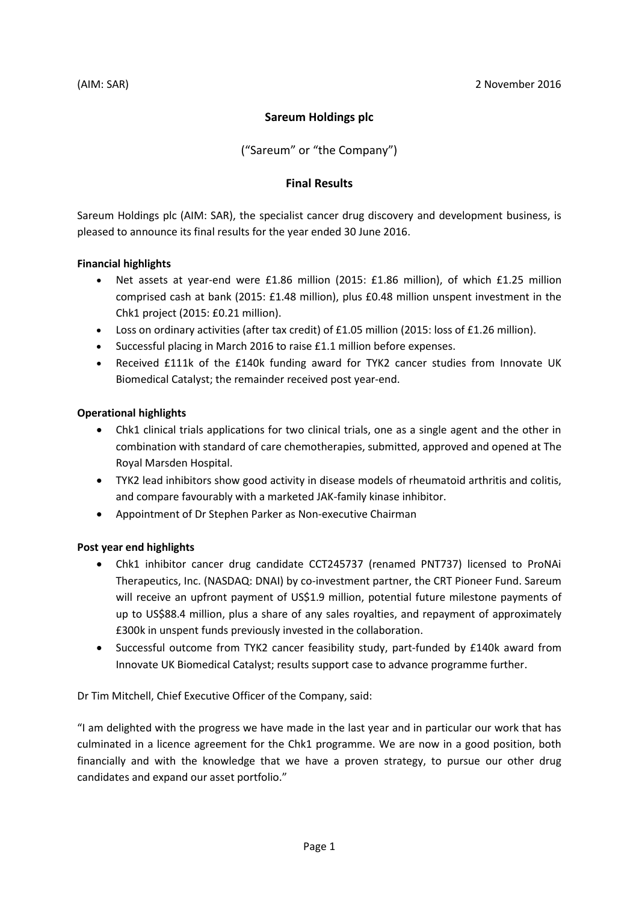(AIM: SAR) 2 November 2016

# Sareum Holdings plc

("Sareum" or "the Company")

## Final Results

Sareum Holdings plc (AIM: SAR), the specialist cancer drug discovery and development business, is pleased to announce its final results for the year ended 30 June 2016.

**Financial highlights**

- Net assets at year-end were £1.86 million (2015: £1.86 million), of which £1.25 million comprised cash at bank (2015: £1.48 million), plus £0.48 million unspent investment in the Chk1 project (2015: £0.21 million).
- Loss on ordinary activities (after tax credit) of £1.05 million (2015: loss of £1.26 million).
- Successful placing in March 2016 to raise £1.1 million before expenses.
- Received £111k of the £140k funding award for TYK2 cancer studies from Innovate UK Biomedical Catalyst; the remainder received post year-end.

**Operational highlights**

- Chk1 clinical trials applications for two clinical trials, one as a single agent and the other in combination with standard of care chemotherapies, submitted, approved and opened at The Royal Marsden Hospital.
- TYK2 lead inhibitors show good activity in disease models of rheumatoid arthritis and colitis, and compare favourably with a marketed JAK-family kinase inhibitor.
- Appointment of Dr Stephen Parker as Non-executive Chairman

**Post year end highlights**

- Chk1 inhibitor cancer drug candidate CCT245737 (renamed PNT737) licensed to ProNAi Therapeutics, Inc. (NASDAQ: DNAI) by co-investment partner, the CRT Pioneer Fund. Sareum will receive an upfront payment of US$1.9 million, potential future milestone payments of up to US$88.4 million, plus a share of any sales royalties, and repayment of approximately £300k in unspent funds previously invested in the collaboration.
- Successful outcome from TYK2 cancer feasibility study, part-funded by £140k award from Innovate UK Biomedical Catalyst; results support case to advance programme further.

Dr Tim Mitchell, Chief Executive Officer of the Company, said:

"I am delighted with the progress we have made in the last year and in particular our work that has culminated in a licence agreement for the Chk1 programme. We are now in a good position, both financially and with the knowledge that we have a proven strategy, to pursue our other drug candidates and expand our asset portfolio."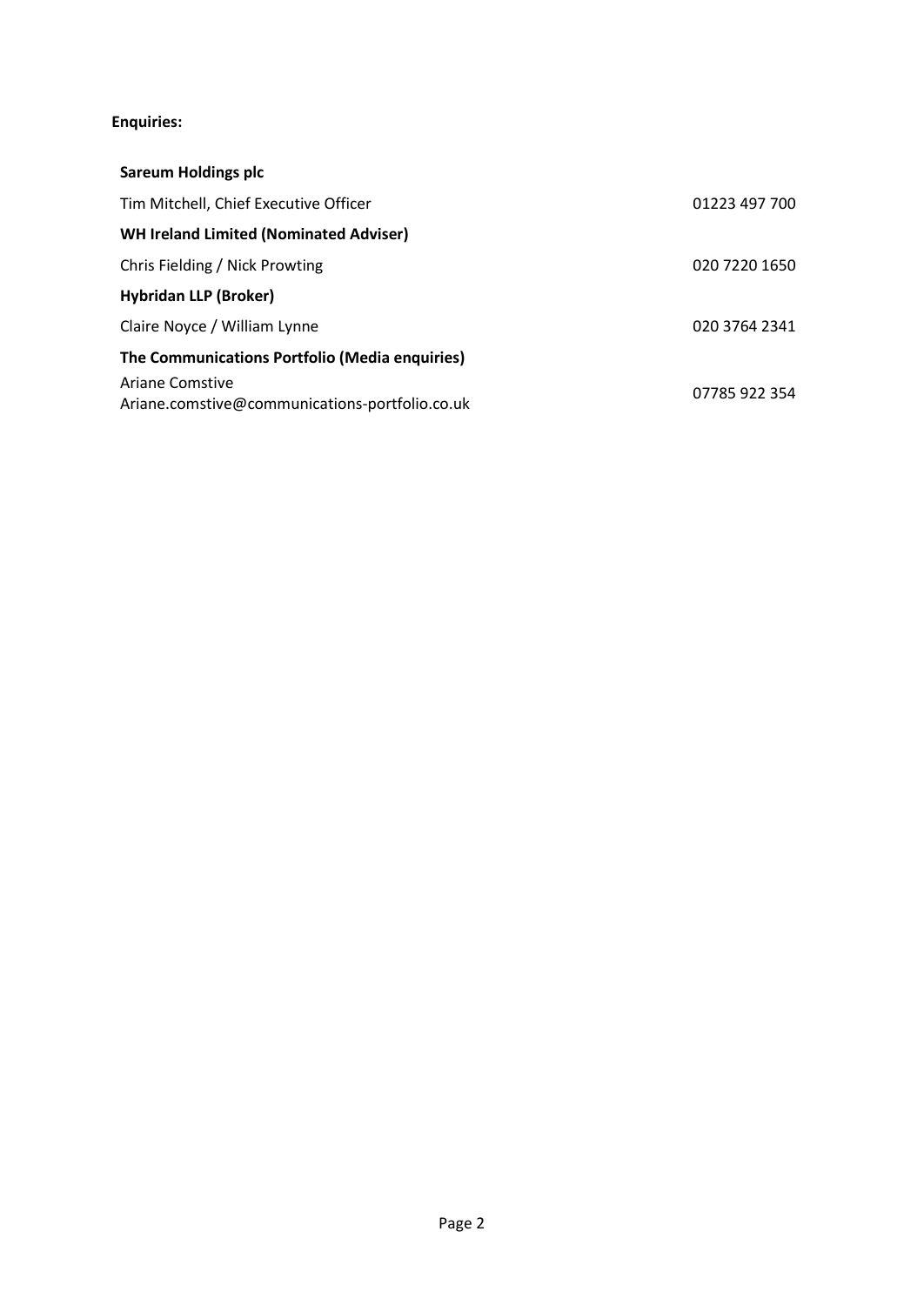**Enquiries:**

| | |
|---|---|
| **Sareum Holdings plc** | |
| Tim Mitchell, Chief Executive Officer | 01223 497 700 |
| **WH Ireland Limited (Nominated Adviser)** | |
| Chris Fielding / Nick Prowting | 020 7220 1650 |
| **Hybridan LLP (Broker)** | |
| Claire Noyce / William Lynne | 020 3764 2341 |
| **The Communications Portfolio (Media enquiries)** | |
| Ariane Comstive<br>Ariane.comstive@communications-portfolio.co.uk | 07785 922 354 |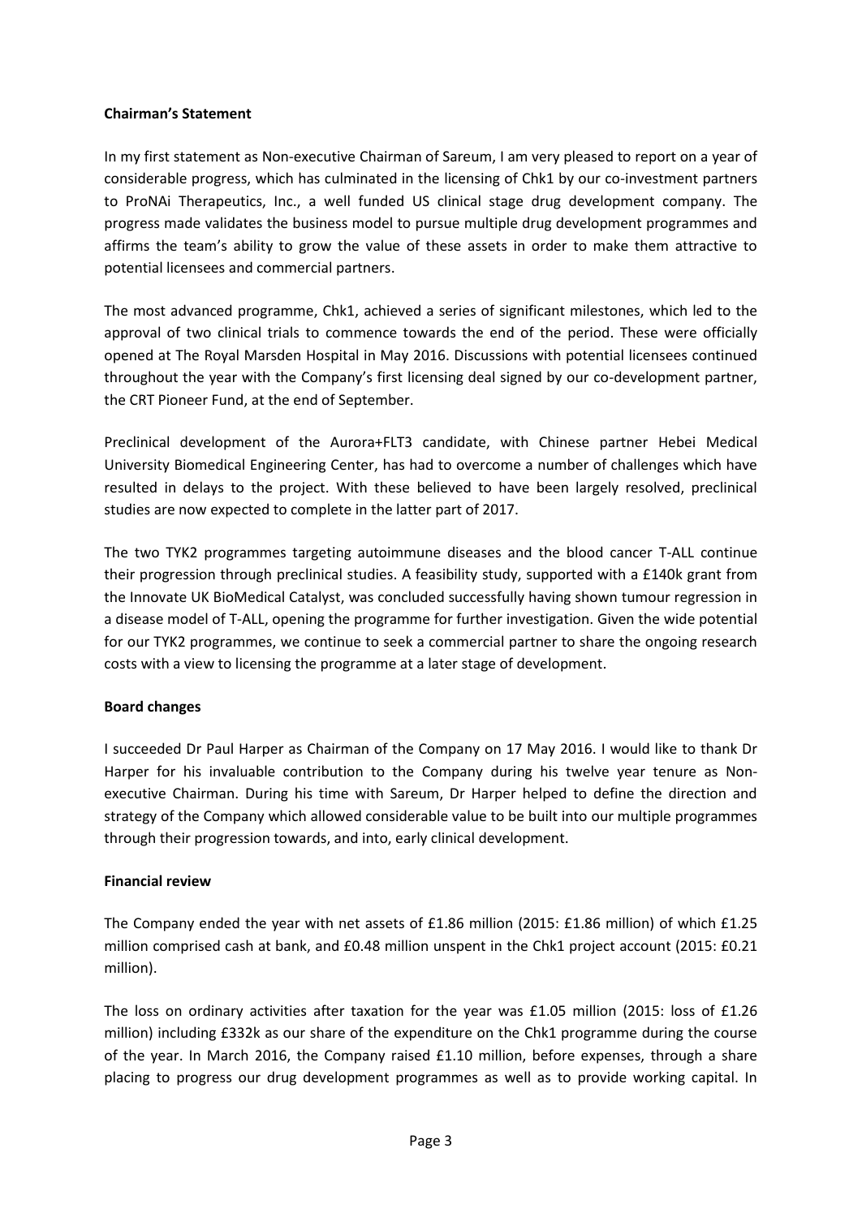## Chairman's Statement

In my first statement as Non-executive Chairman of Sareum, I am very pleased to report on a year of considerable progress, which has culminated in the licensing of Chk1 by our co-investment partners to ProNAi Therapeutics, Inc., a well funded US clinical stage drug development company. The progress made validates the business model to pursue multiple drug development programmes and affirms the team's ability to grow the value of these assets in order to make them attractive to potential licensees and commercial partners.

The most advanced programme, Chk1, achieved a series of significant milestones, which led to the approval of two clinical trials to commence towards the end of the period. These were officially opened at The Royal Marsden Hospital in May 2016. Discussions with potential licensees continued throughout the year with the Company's first licensing deal signed by our co-development partner, the CRT Pioneer Fund, at the end of September.

Preclinical development of the Aurora+FLT3 candidate, with Chinese partner Hebei Medical University Biomedical Engineering Center, has had to overcome a number of challenges which have resulted in delays to the project. With these believed to have been largely resolved, preclinical studies are now expected to complete in the latter part of 2017.

The two TYK2 programmes targeting autoimmune diseases and the blood cancer T-ALL continue their progression through preclinical studies. A feasibility study, supported with a £140k grant from the Innovate UK BioMedical Catalyst, was concluded successfully having shown tumour regression in a disease model of T-ALL, opening the programme for further investigation. Given the wide potential for our TYK2 programmes, we continue to seek a commercial partner to share the ongoing research costs with a view to licensing the programme at a later stage of development.

### Board changes

I succeeded Dr Paul Harper as Chairman of the Company on 17 May 2016. I would like to thank Dr Harper for his invaluable contribution to the Company during his twelve year tenure as Non-executive Chairman. During his time with Sareum, Dr Harper helped to define the direction and strategy of the Company which allowed considerable value to be built into our multiple programmes through their progression towards, and into, early clinical development.

### Financial review

The Company ended the year with net assets of £1.86 million (2015: £1.86 million) of which £1.25 million comprised cash at bank, and £0.48 million unspent in the Chk1 project account (2015: £0.21 million).

The loss on ordinary activities after taxation for the year was £1.05 million (2015: loss of £1.26 million) including £332k as our share of the expenditure on the Chk1 programme during the course of the year. In March 2016, the Company raised £1.10 million, before expenses, through a share placing to progress our drug development programmes as well as to provide working capital. In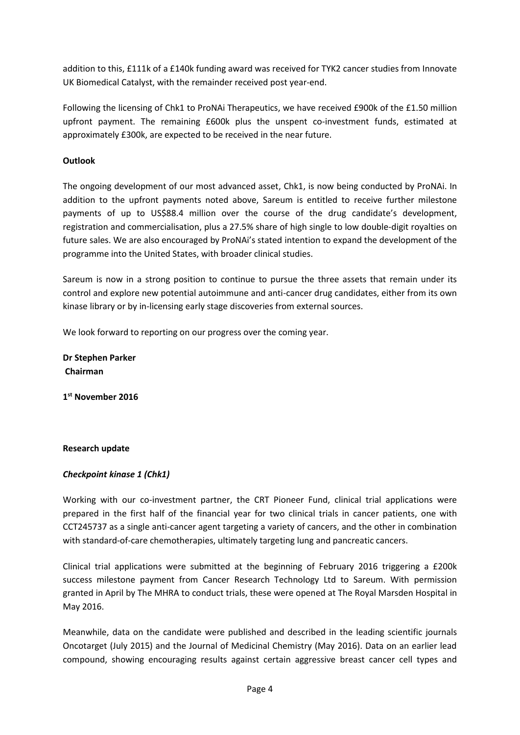addition to this, £111k of a £140k funding award was received for TYK2 cancer studies from Innovate UK Biomedical Catalyst, with the remainder received post year-end.

Following the licensing of Chk1 to ProNAi Therapeutics, we have received £900k of the £1.50 million upfront payment. The remaining £600k plus the unspent co-investment funds, estimated at approximately £300k, are expected to be received in the near future.

**Outlook**

The ongoing development of our most advanced asset, Chk1, is now being conducted by ProNAi. In addition to the upfront payments noted above, Sareum is entitled to receive further milestone payments of up to US$88.4 million over the course of the drug candidate's development, registration and commercialisation, plus a 27.5% share of high single to low double-digit royalties on future sales. We are also encouraged by ProNAi's stated intention to expand the development of the programme into the United States, with broader clinical studies.

Sareum is now in a strong position to continue to pursue the three assets that remain under its control and explore new potential autoimmune and anti-cancer drug candidates, either from its own kinase library or by in-licensing early stage discoveries from external sources.

We look forward to reporting on our progress over the coming year.

**Dr Stephen Parker**
**Chairman**

**1st November 2016**

**Research update**

***Checkpoint kinase 1 (Chk1)***

Working with our co-investment partner, the CRT Pioneer Fund, clinical trial applications were prepared in the first half of the financial year for two clinical trials in cancer patients, one with CCT245737 as a single anti-cancer agent targeting a variety of cancers, and the other in combination with standard-of-care chemotherapies, ultimately targeting lung and pancreatic cancers.

Clinical trial applications were submitted at the beginning of February 2016 triggering a £200k success milestone payment from Cancer Research Technology Ltd to Sareum. With permission granted in April by The MHRA to conduct trials, these were opened at The Royal Marsden Hospital in May 2016.

Meanwhile, data on the candidate were published and described in the leading scientific journals Oncotarget (July 2015) and the Journal of Medicinal Chemistry (May 2016). Data on an earlier lead compound, showing encouraging results against certain aggressive breast cancer cell types and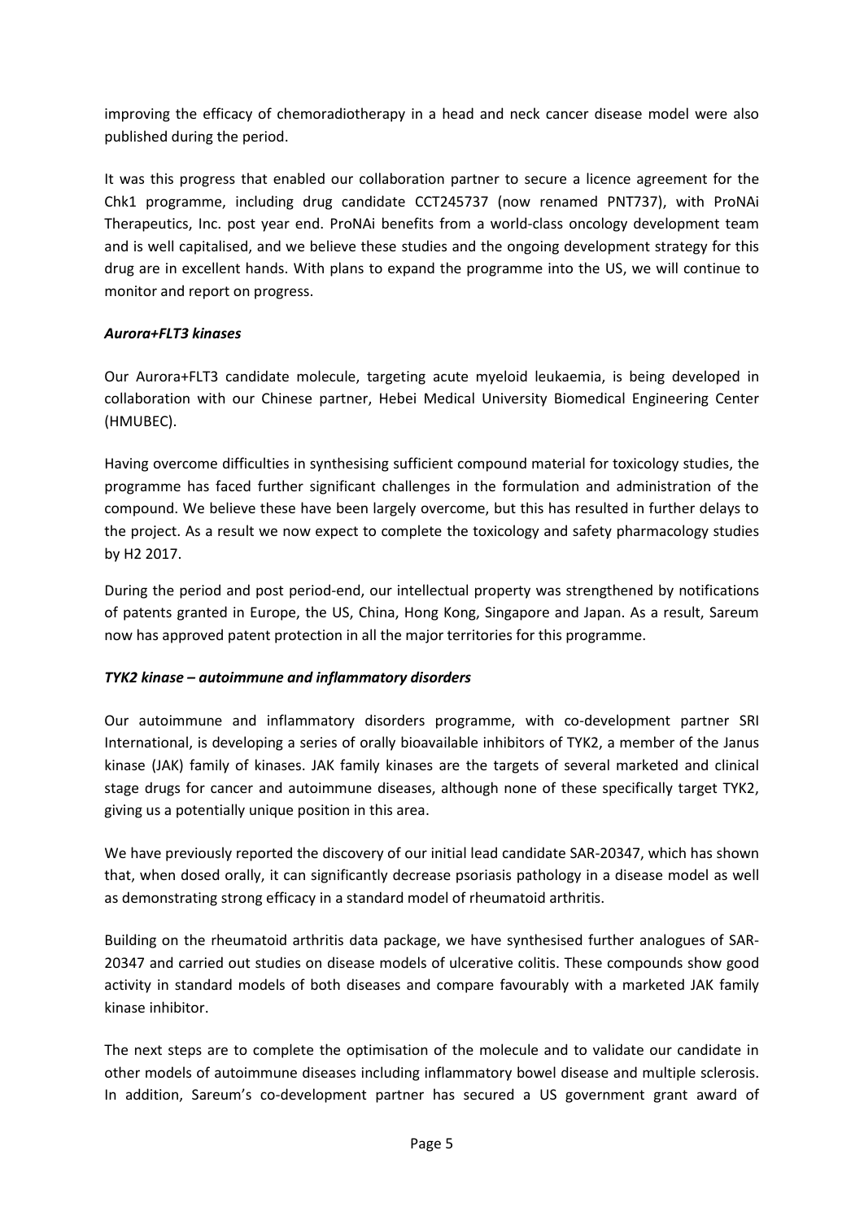improving the efficacy of chemoradiotherapy in a head and neck cancer disease model were also published during the period.

It was this progress that enabled our collaboration partner to secure a licence agreement for the Chk1 programme, including drug candidate CCT245737 (now renamed PNT737), with ProNAi Therapeutics, Inc. post year end. ProNAi benefits from a world-class oncology development team and is well capitalised, and we believe these studies and the ongoing development strategy for this drug are in excellent hands. With plans to expand the programme into the US, we will continue to monitor and report on progress.

***Aurora+FLT3 kinases***

Our Aurora+FLT3 candidate molecule, targeting acute myeloid leukaemia, is being developed in collaboration with our Chinese partner, Hebei Medical University Biomedical Engineering Center (HMUBEC).

Having overcome difficulties in synthesising sufficient compound material for toxicology studies, the programme has faced further significant challenges in the formulation and administration of the compound. We believe these have been largely overcome, but this has resulted in further delays to the project. As a result we now expect to complete the toxicology and safety pharmacology studies by H2 2017.

During the period and post period-end, our intellectual property was strengthened by notifications of patents granted in Europe, the US, China, Hong Kong, Singapore and Japan. As a result, Sareum now has approved patent protection in all the major territories for this programme.

***TYK2 kinase – autoimmune and inflammatory disorders***

Our autoimmune and inflammatory disorders programme, with co-development partner SRI International, is developing a series of orally bioavailable inhibitors of TYK2, a member of the Janus kinase (JAK) family of kinases. JAK family kinases are the targets of several marketed and clinical stage drugs for cancer and autoimmune diseases, although none of these specifically target TYK2, giving us a potentially unique position in this area.

We have previously reported the discovery of our initial lead candidate SAR-20347, which has shown that, when dosed orally, it can significantly decrease psoriasis pathology in a disease model as well as demonstrating strong efficacy in a standard model of rheumatoid arthritis.

Building on the rheumatoid arthritis data package, we have synthesised further analogues of SAR-20347 and carried out studies on disease models of ulcerative colitis. These compounds show good activity in standard models of both diseases and compare favourably with a marketed JAK family kinase inhibitor.

The next steps are to complete the optimisation of the molecule and to validate our candidate in other models of autoimmune diseases including inflammatory bowel disease and multiple sclerosis. In addition, Sareum's co-development partner has secured a US government grant award of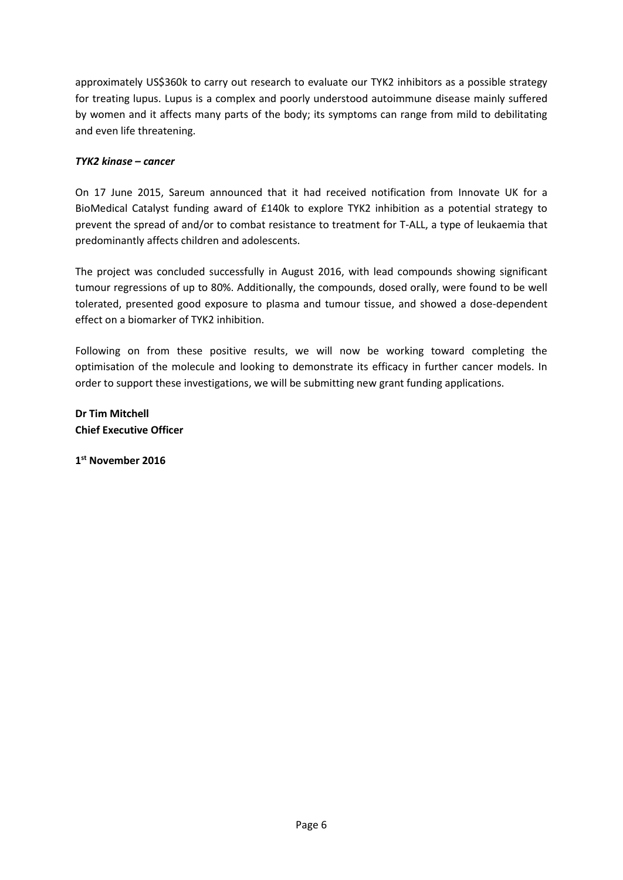approximately US$360k to carry out research to evaluate our TYK2 inhibitors as a possible strategy for treating lupus. Lupus is a complex and poorly understood autoimmune disease mainly suffered by women and it affects many parts of the body; its symptoms can range from mild to debilitating and even life threatening.

***TYK2 kinase – cancer***

On 17 June 2015, Sareum announced that it had received notification from Innovate UK for a BioMedical Catalyst funding award of £140k to explore TYK2 inhibition as a potential strategy to prevent the spread of and/or to combat resistance to treatment for T-ALL, a type of leukaemia that predominantly affects children and adolescents.

The project was concluded successfully in August 2016, with lead compounds showing significant tumour regressions of up to 80%. Additionally, the compounds, dosed orally, were found to be well tolerated, presented good exposure to plasma and tumour tissue, and showed a dose-dependent effect on a biomarker of TYK2 inhibition.

Following on from these positive results, we will now be working toward completing the optimisation of the molecule and looking to demonstrate its efficacy in further cancer models. In order to support these investigations, we will be submitting new grant funding applications.

**Dr Tim Mitchell**
**Chief Executive Officer**

**1st November 2016**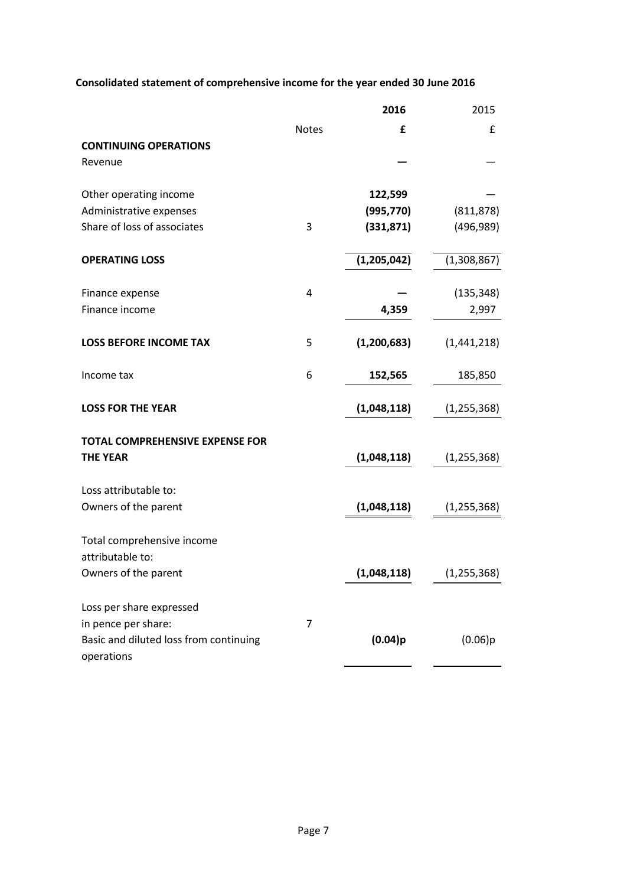**Consolidated statement of comprehensive income for the year ended 30 June 2016**

| | | **2016** | 2015 |
|---|---|---|---|
| | Notes | **£** | £ |
| **CONTINUING OPERATIONS** | | | |
| Revenue | | **—** | — |
| | | | |
| Other operating income | | **122,599** | — |
| Administrative expenses | | **(995,770)** | (811,878) |
| Share of loss of associates | 3 | **(331,871)** | (496,989) |
| | | | |
| **OPERATING LOSS** | | **(1,205,042)** | (1,308,867) |
| | | | |
| Finance expense | 4 | **—** | (135,348) |
| Finance income | | **4,359** | 2,997 |
| | | | |
| **LOSS BEFORE INCOME TAX** | 5 | **(1,200,683)** | (1,441,218) |
| | | | |
| Income tax | 6 | **152,565** | 185,850 |
| | | | |
| **LOSS FOR THE YEAR** | | **(1,048,118)** | (1,255,368) |
| | | | |
| **TOTAL COMPREHENSIVE EXPENSE FOR THE YEAR** | | **(1,048,118)** | (1,255,368) |
| | | | |
| Loss attributable to: | | | |
| Owners of the parent | | **(1,048,118)** | (1,255,368) |
| | | | |
| Total comprehensive income attributable to: | | | |
| Owners of the parent | | **(1,048,118)** | (1,255,368) |
| | | | |
| Loss per share expressed in pence per share: | 7 | | |
| Basic and diluted loss from continuing operations | | **(0.04)p** | (0.06)p |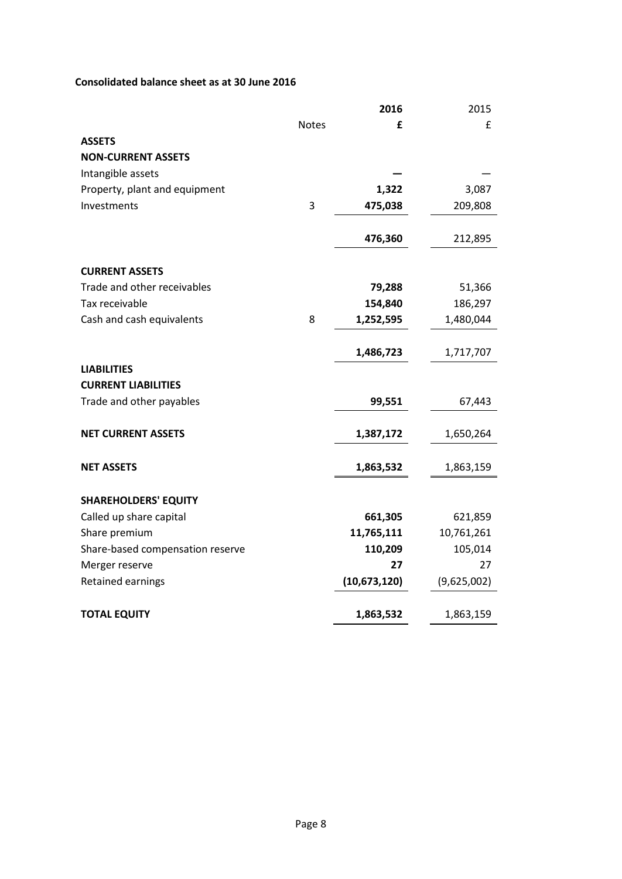**Consolidated balance sheet as at 30 June 2016**

| | Notes | **2016** | 2015 |
|---|---|---|---|
| | | **£** | £ |
| **ASSETS** | | | |
| **NON-CURRENT ASSETS** | | | |
| Intangible assets | | **—** | — |
| Property, plant and equipment | | **1,322** | 3,087 |
| Investments | 3 | **475,038** | 209,808 |
| | | **476,360** | 212,895 |
| **CURRENT ASSETS** | | | |
| Trade and other receivables | | **79,288** | 51,366 |
| Tax receivable | | **154,840** | 186,297 |
| Cash and cash equivalents | 8 | **1,252,595** | 1,480,044 |
| | | **1,486,723** | 1,717,707 |
| **LIABILITIES** | | | |
| **CURRENT LIABILITIES** | | | |
| Trade and other payables | | **99,551** | 67,443 |
| **NET CURRENT ASSETS** | | **1,387,172** | 1,650,264 |
| **NET ASSETS** | | **1,863,532** | 1,863,159 |
| **SHAREHOLDERS' EQUITY** | | | |
| Called up share capital | | **661,305** | 621,859 |
| Share premium | | **11,765,111** | 10,761,261 |
| Share-based compensation reserve | | **110,209** | 105,014 |
| Merger reserve | | **27** | 27 |
| Retained earnings | | **(10,673,120)** | (9,625,002) |
| **TOTAL EQUITY** | | **1,863,532** | 1,863,159 |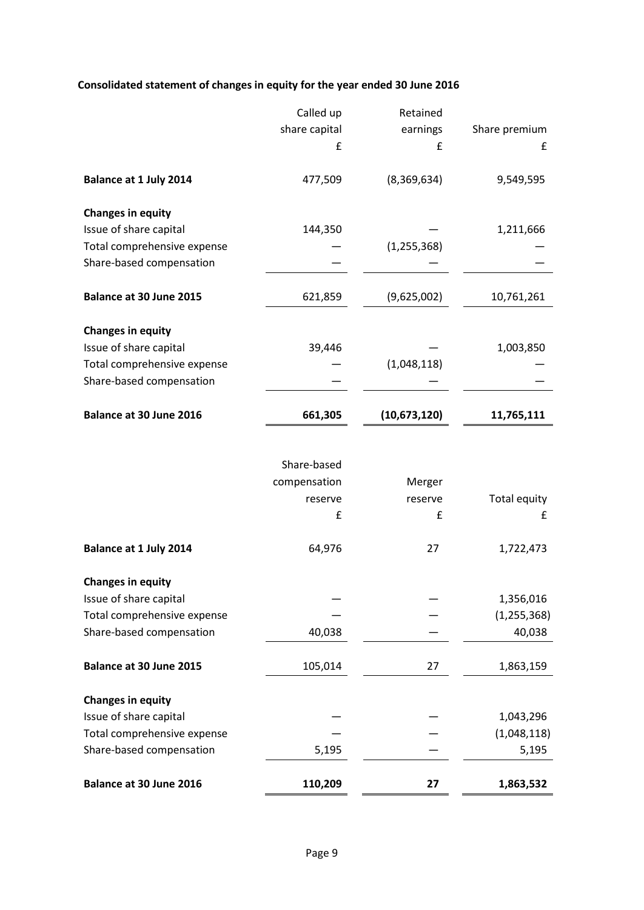**Consolidated statement of changes in equity for the year ended 30 June 2016**

| | Called up share capital | Retained earnings | Share premium |
|---|---|---|---|
| | £ | £ | £ |
| **Balance at 1 July 2014** | 477,509 | (8,369,634) | 9,549,595 |
| **Changes in equity** | | | |
| Issue of share capital | 144,350 | — | 1,211,666 |
| Total comprehensive expense | — | (1,255,368) | — |
| Share-based compensation | — | — | — |
| **Balance at 30 June 2015** | 621,859 | (9,625,002) | 10,761,261 |
| **Changes in equity** | | | |
| Issue of share capital | 39,446 | — | 1,003,850 |
| Total comprehensive expense | — | (1,048,118) | — |
| Share-based compensation | — | — | — |
| **Balance at 30 June 2016** | **661,305** | **(10,673,120)** | **11,765,111** |

| | Share-based compensation reserve | Merger reserve | Total equity |
|---|---|---|---|
| | £ | £ | £ |
| **Balance at 1 July 2014** | 64,976 | 27 | 1,722,473 |
| **Changes in equity** | | | |
| Issue of share capital | — | — | 1,356,016 |
| Total comprehensive expense | — | — | (1,255,368) |
| Share-based compensation | 40,038 | — | 40,038 |
| **Balance at 30 June 2015** | 105,014 | 27 | 1,863,159 |
| **Changes in equity** | | | |
| Issue of share capital | — | — | 1,043,296 |
| Total comprehensive expense | — | — | (1,048,118) |
| Share-based compensation | 5,195 | — | 5,195 |
| **Balance at 30 June 2016** | **110,209** | **27** | **1,863,532** |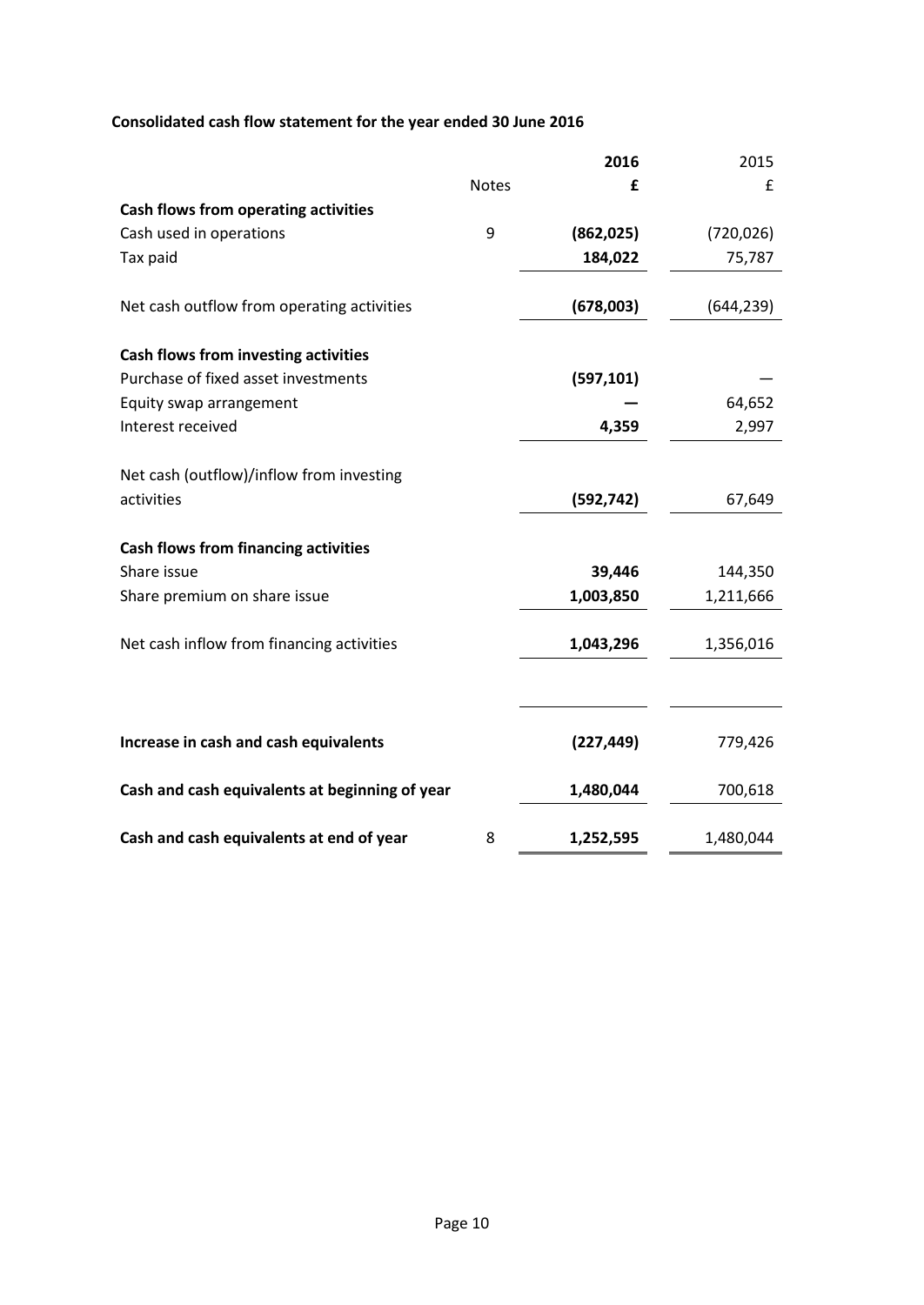**Consolidated cash flow statement for the year ended 30 June 2016**

| | Notes | **2016** | 2015 |
|---|---|---|---|
| | | **£** | £ |
| **Cash flows from operating activities** | | | |
| Cash used in operations | 9 | **(862,025)** | (720,026) |
| Tax paid | | **184,022** | 75,787 |
| Net cash outflow from operating activities | | **(678,003)** | (644,239) |
| **Cash flows from investing activities** | | | |
| Purchase of fixed asset investments | | **(597,101)** | — |
| Equity swap arrangement | | **—** | 64,652 |
| Interest received | | **4,359** | 2,997 |
| Net cash (outflow)/inflow from investing activities | | **(592,742)** | 67,649 |
| **Cash flows from financing activities** | | | |
| Share issue | | **39,446** | 144,350 |
| Share premium on share issue | | **1,003,850** | 1,211,666 |
| Net cash inflow from financing activities | | **1,043,296** | 1,356,016 |
| **Increase in cash and cash equivalents** | | **(227,449)** | 779,426 |
| **Cash and cash equivalents at beginning of year** | | **1,480,044** | 700,618 |
| **Cash and cash equivalents at end of year** | 8 | **1,252,595** | 1,480,044 |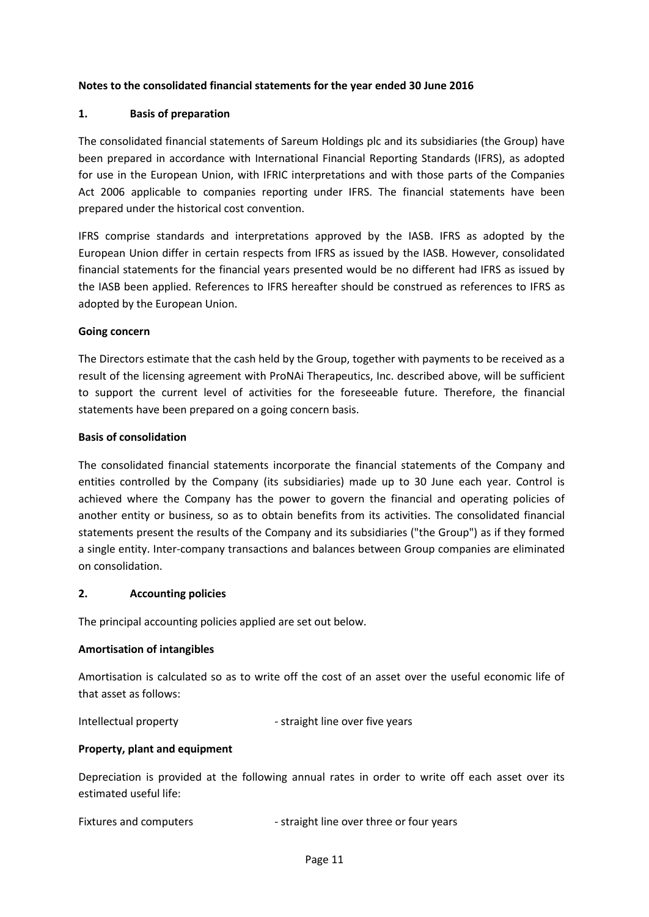**Notes to the consolidated financial statements for the year ended 30 June 2016**

## 1. Basis of preparation

The consolidated financial statements of Sareum Holdings plc and its subsidiaries (the Group) have been prepared in accordance with International Financial Reporting Standards (IFRS), as adopted for use in the European Union, with IFRIC interpretations and with those parts of the Companies Act 2006 applicable to companies reporting under IFRS. The financial statements have been prepared under the historical cost convention.

IFRS comprise standards and interpretations approved by the IASB. IFRS as adopted by the European Union differ in certain respects from IFRS as issued by the IASB. However, consolidated financial statements for the financial years presented would be no different had IFRS as issued by the IASB been applied. References to IFRS hereafter should be construed as references to IFRS as adopted by the European Union.

**Going concern**

The Directors estimate that the cash held by the Group, together with payments to be received as a result of the licensing agreement with ProNAi Therapeutics, Inc. described above, will be sufficient to support the current level of activities for the foreseeable future. Therefore, the financial statements have been prepared on a going concern basis.

**Basis of consolidation**

The consolidated financial statements incorporate the financial statements of the Company and entities controlled by the Company (its subsidiaries) made up to 30 June each year. Control is achieved where the Company has the power to govern the financial and operating policies of another entity or business, so as to obtain benefits from its activities. The consolidated financial statements present the results of the Company and its subsidiaries ("the Group") as if they formed a single entity. Inter-company transactions and balances between Group companies are eliminated on consolidation.

## 2. Accounting policies

The principal accounting policies applied are set out below.

**Amortisation of intangibles**

Amortisation is calculated so as to write off the cost of an asset over the useful economic life of that asset as follows:

Intellectual property - straight line over five years

**Property, plant and equipment**

Depreciation is provided at the following annual rates in order to write off each asset over its estimated useful life:

Fixtures and computers - straight line over three or four years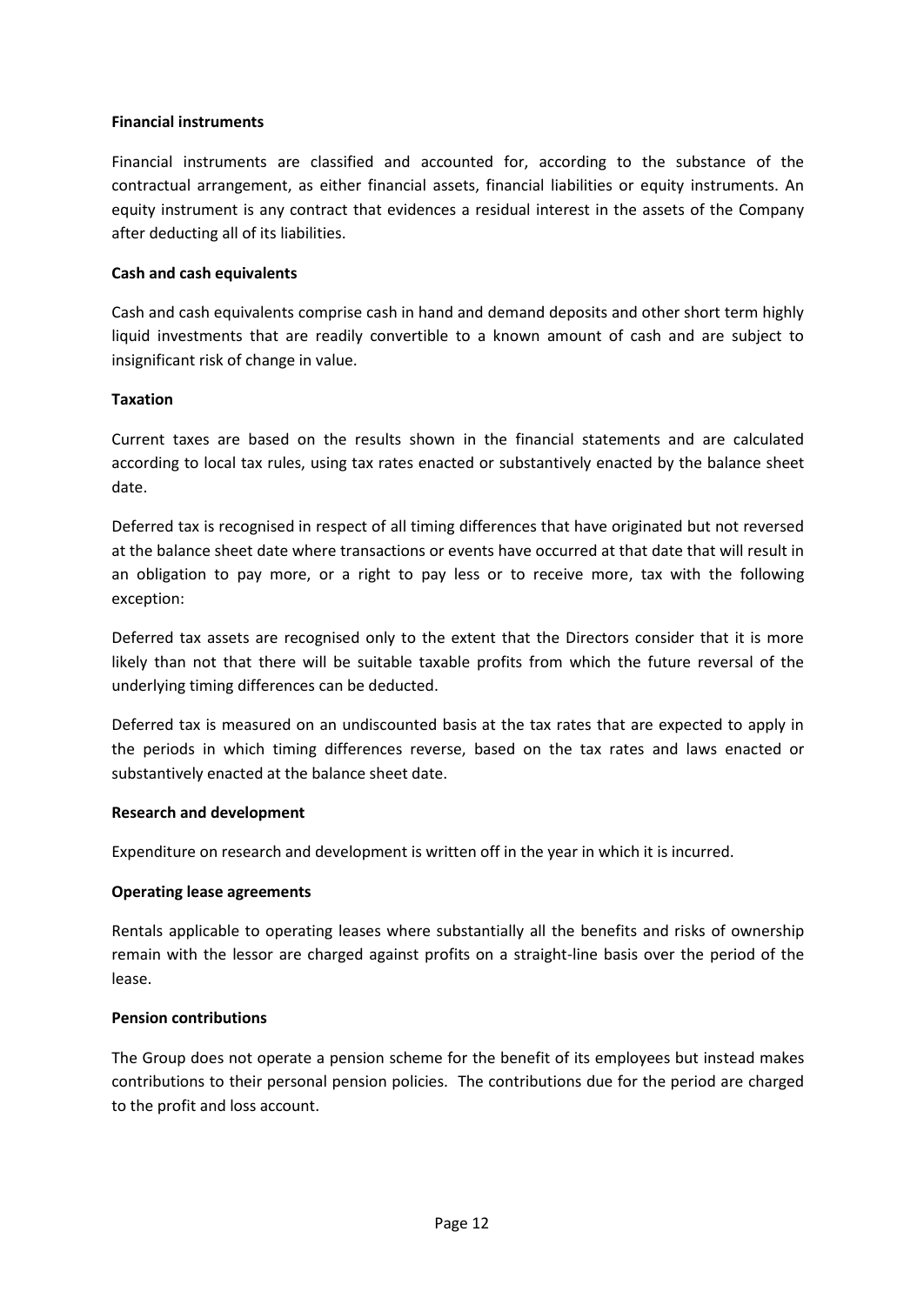**Financial instruments**

Financial instruments are classified and accounted for, according to the substance of the contractual arrangement, as either financial assets, financial liabilities or equity instruments. An equity instrument is any contract that evidences a residual interest in the assets of the Company after deducting all of its liabilities.

**Cash and cash equivalents**

Cash and cash equivalents comprise cash in hand and demand deposits and other short term highly liquid investments that are readily convertible to a known amount of cash and are subject to insignificant risk of change in value.

**Taxation**

Current taxes are based on the results shown in the financial statements and are calculated according to local tax rules, using tax rates enacted or substantively enacted by the balance sheet date.

Deferred tax is recognised in respect of all timing differences that have originated but not reversed at the balance sheet date where transactions or events have occurred at that date that will result in an obligation to pay more, or a right to pay less or to receive more, tax with the following exception:

Deferred tax assets are recognised only to the extent that the Directors consider that it is more likely than not that there will be suitable taxable profits from which the future reversal of the underlying timing differences can be deducted.

Deferred tax is measured on an undiscounted basis at the tax rates that are expected to apply in the periods in which timing differences reverse, based on the tax rates and laws enacted or substantively enacted at the balance sheet date.

**Research and development**

Expenditure on research and development is written off in the year in which it is incurred.

**Operating lease agreements**

Rentals applicable to operating leases where substantially all the benefits and risks of ownership remain with the lessor are charged against profits on a straight-line basis over the period of the lease.

**Pension contributions**

The Group does not operate a pension scheme for the benefit of its employees but instead makes contributions to their personal pension policies. The contributions due for the period are charged to the profit and loss account.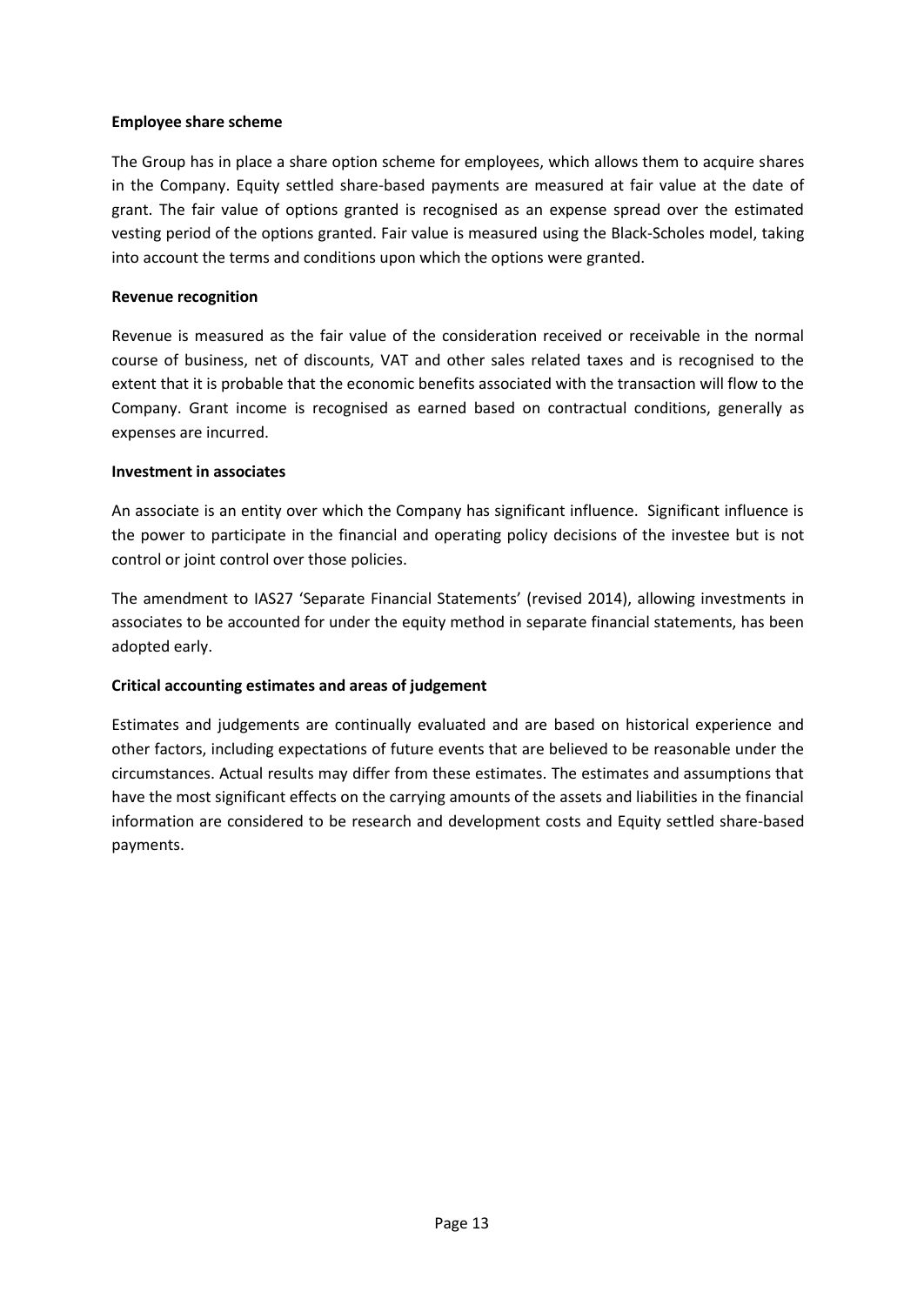**Employee share scheme**

The Group has in place a share option scheme for employees, which allows them to acquire shares in the Company. Equity settled share-based payments are measured at fair value at the date of grant. The fair value of options granted is recognised as an expense spread over the estimated vesting period of the options granted. Fair value is measured using the Black-Scholes model, taking into account the terms and conditions upon which the options were granted.

**Revenue recognition**

Revenue is measured as the fair value of the consideration received or receivable in the normal course of business, net of discounts, VAT and other sales related taxes and is recognised to the extent that it is probable that the economic benefits associated with the transaction will flow to the Company. Grant income is recognised as earned based on contractual conditions, generally as expenses are incurred.

**Investment in associates**

An associate is an entity over which the Company has significant influence. Significant influence is the power to participate in the financial and operating policy decisions of the investee but is not control or joint control over those policies.

The amendment to IAS27 'Separate Financial Statements' (revised 2014), allowing investments in associates to be accounted for under the equity method in separate financial statements, has been adopted early.

**Critical accounting estimates and areas of judgement**

Estimates and judgements are continually evaluated and are based on historical experience and other factors, including expectations of future events that are believed to be reasonable under the circumstances. Actual results may differ from these estimates. The estimates and assumptions that have the most significant effects on the carrying amounts of the assets and liabilities in the financial information are considered to be research and development costs and Equity settled share-based payments.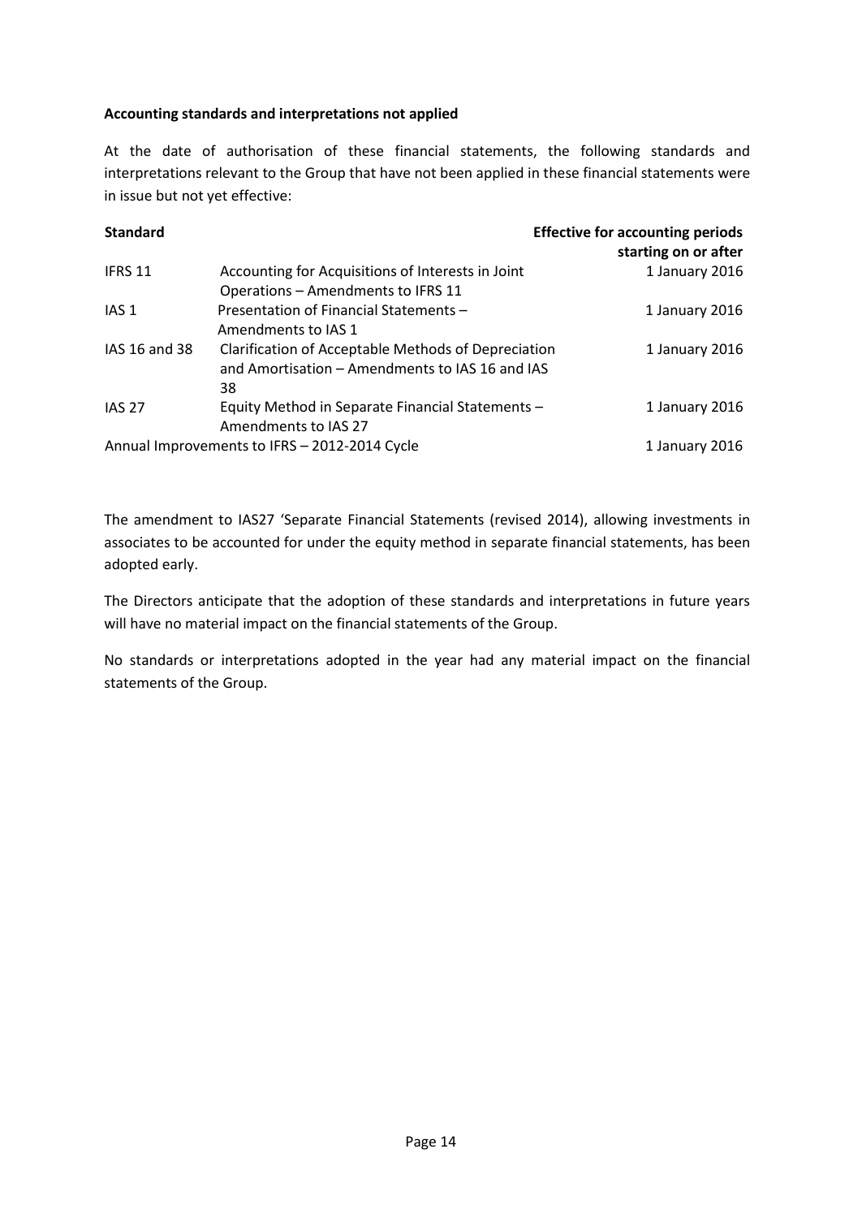**Accounting standards and interpretations not applied**

At the date of authorisation of these financial statements, the following standards and interpretations relevant to the Group that have not been applied in these financial statements were in issue but not yet effective:

| Standard | | Effective for accounting periods starting on or after |
|---|---|---|
| IFRS 11 | Accounting for Acquisitions of Interests in Joint Operations – Amendments to IFRS 11 | 1 January 2016 |
| IAS 1 | Presentation of Financial Statements – Amendments to IAS 1 | 1 January 2016 |
| IAS 16 and 38 | Clarification of Acceptable Methods of Depreciation and Amortisation – Amendments to IAS 16 and IAS 38 | 1 January 2016 |
| IAS 27 | Equity Method in Separate Financial Statements – Amendments to IAS 27 | 1 January 2016 |
| Annual Improvements to IFRS – 2012-2014 Cycle | | 1 January 2016 |

The amendment to IAS27 'Separate Financial Statements (revised 2014), allowing investments in associates to be accounted for under the equity method in separate financial statements, has been adopted early.

The Directors anticipate that the adoption of these standards and interpretations in future years will have no material impact on the financial statements of the Group.

No standards or interpretations adopted in the year had any material impact on the financial statements of the Group.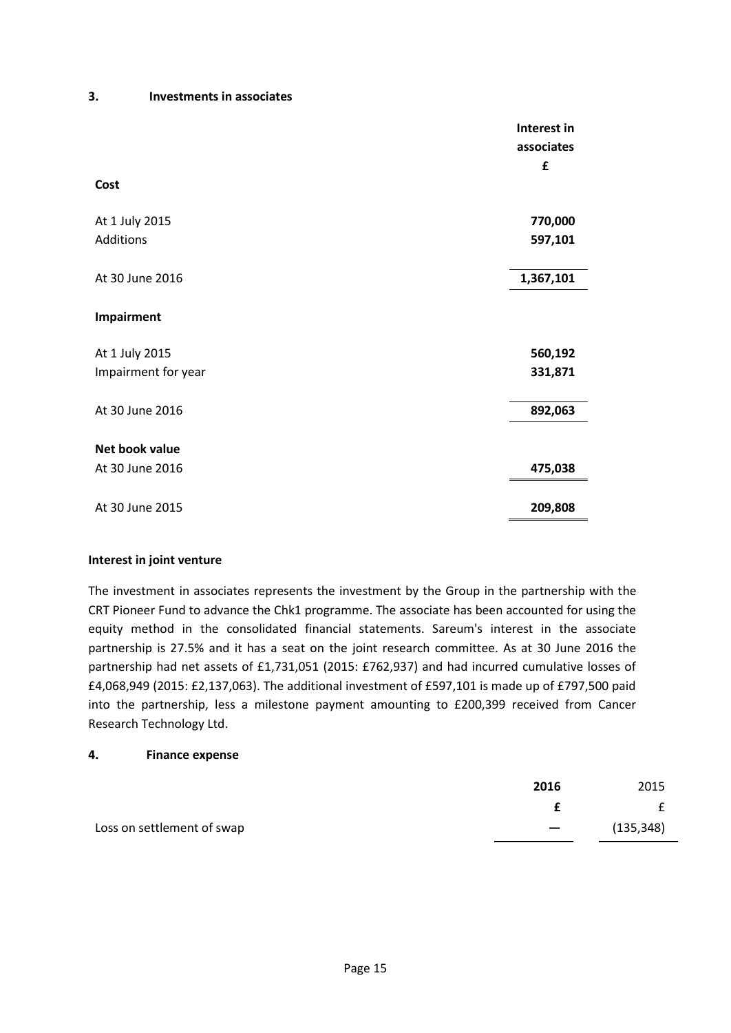## 3. Investments in associates

| | Interest in associates |
|---|---|
| | **£** |
| **Cost** | |
| At 1 July 2015 | **770,000** |
| Additions | **597,101** |
| At 30 June 2016 | **1,367,101** |
| **Impairment** | |
| At 1 July 2015 | **560,192** |
| Impairment for year | **331,871** |
| At 30 June 2016 | **892,063** |
| **Net book value** | |
| At 30 June 2016 | **475,038** |
| At 30 June 2015 | **209,808** |

**Interest in joint venture**

The investment in associates represents the investment by the Group in the partnership with the CRT Pioneer Fund to advance the Chk1 programme. The associate has been accounted for using the equity method in the consolidated financial statements. Sareum's interest in the associate partnership is 27.5% and it has a seat on the joint research committee. As at 30 June 2016 the partnership had net assets of £1,731,051 (2015: £762,937) and had incurred cumulative losses of £4,068,949 (2015: £2,137,063). The additional investment of £597,101 is made up of £797,500 paid into the partnership, less a milestone payment amounting to £200,399 received from Cancer Research Technology Ltd.

## 4. Finance expense

| | 2016 | 2015 |
|---|---|---|
| | **£** | £ |
| Loss on settlement of swap | — | (135,348) |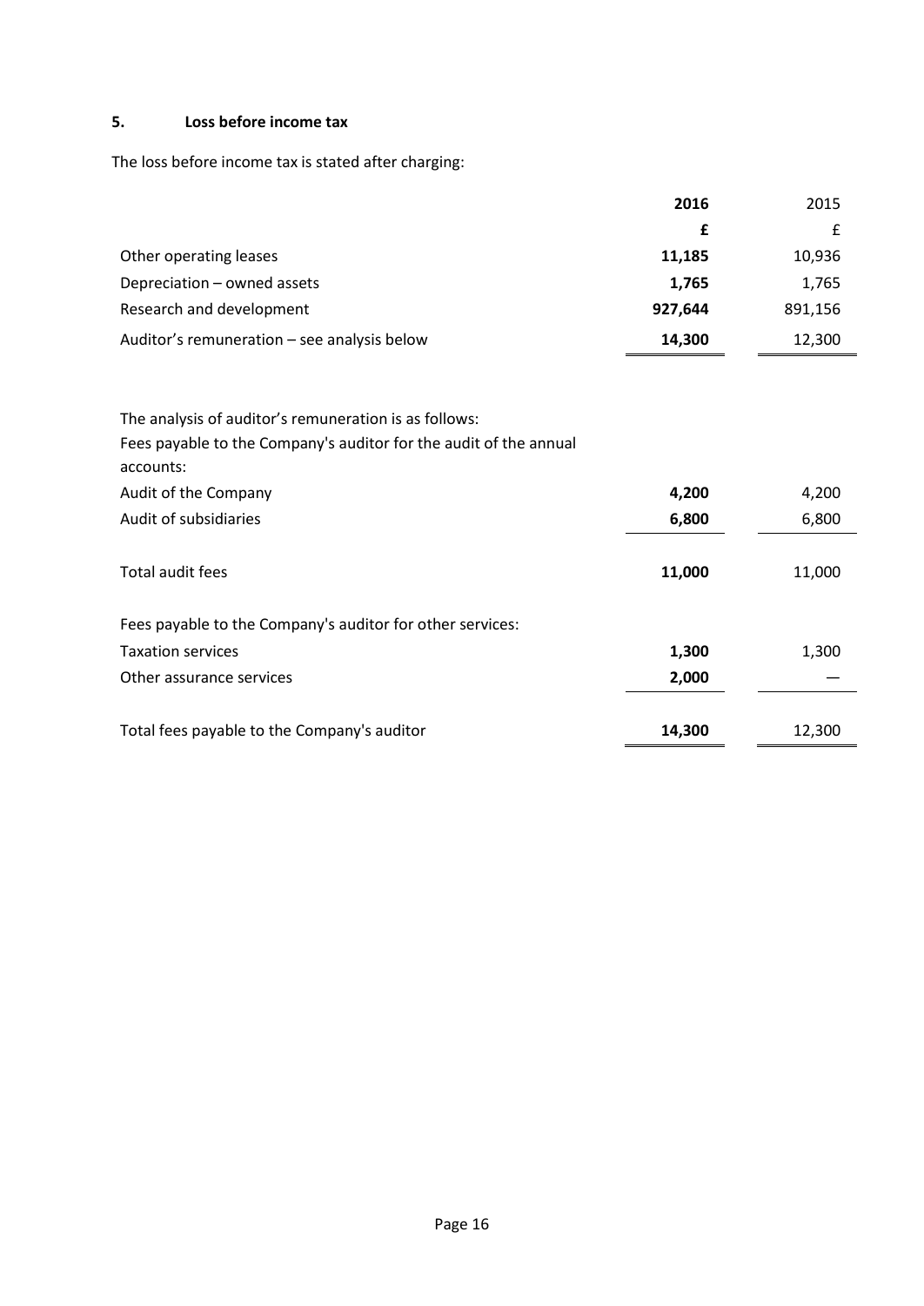## 5. Loss before income tax

The loss before income tax is stated after charging:

| | 2016 | 2015 |
|---|---|---|
| | £ | £ |
| Other operating leases | 11,185 | 10,936 |
| Depreciation – owned assets | 1,765 | 1,765 |
| Research and development | 927,644 | 891,156 |
| Auditor's remuneration – see analysis below | 14,300 | 12,300 |

| | 2016 | 2015 |
|---|---|---|
| The analysis of auditor's remuneration is as follows: | | |
| Fees payable to the Company's auditor for the audit of the annual accounts: | | |
| Audit of the Company | 4,200 | 4,200 |
| Audit of subsidiaries | 6,800 | 6,800 |
| Total audit fees | 11,000 | 11,000 |
| Fees payable to the Company's auditor for other services: | | |
| Taxation services | 1,300 | 1,300 |
| Other assurance services | 2,000 | — |
| Total fees payable to the Company's auditor | 14,300 | 12,300 |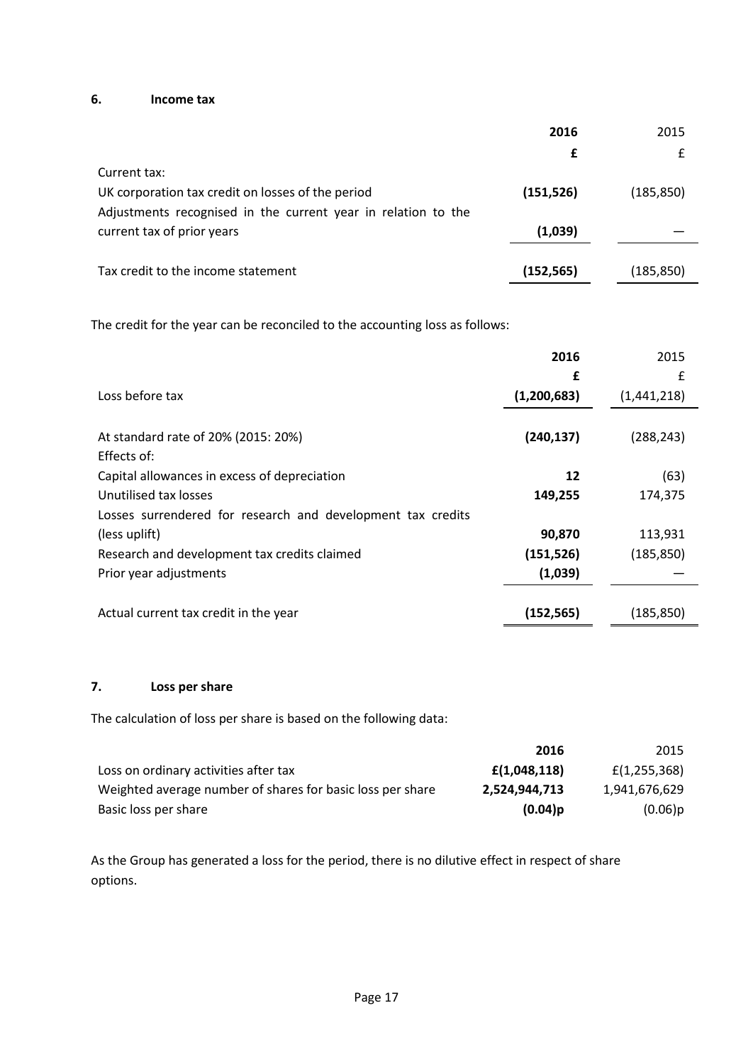## 6. Income tax

| | 2016 | 2015 |
|---|---|---|
| | **£** | £ |
| Current tax: | | |
| UK corporation tax credit on losses of the period | **(151,526)** | (185,850) |
| Adjustments recognised in the current year in relation to the current tax of prior years | **(1,039)** | — |
| Tax credit to the income statement | **(152,565)** | (185,850) |

The credit for the year can be reconciled to the accounting loss as follows:

| | 2016 | 2015 |
|---|---|---|
| | **£** | £ |
| Loss before tax | **(1,200,683)** | (1,441,218) |
| At standard rate of 20% (2015: 20%) | **(240,137)** | (288,243) |
| Effects of: | | |
| Capital allowances in excess of depreciation | **12** | (63) |
| Unutilised tax losses | **149,255** | 174,375 |
| Losses surrendered for research and development tax credits (less uplift) | **90,870** | 113,931 |
| Research and development tax credits claimed | **(151,526)** | (185,850) |
| Prior year adjustments | **(1,039)** | — |
| Actual current tax credit in the year | **(152,565)** | (185,850) |

## 7. Loss per share

The calculation of loss per share is based on the following data:

| | 2016 | 2015 |
|---|---|---|
| Loss on ordinary activities after tax | **£(1,048,118)** | £(1,255,368) |
| Weighted average number of shares for basic loss per share | **2,524,944,713** | 1,941,676,629 |
| Basic loss per share | **(0.04)p** | (0.06)p |

As the Group has generated a loss for the period, there is no dilutive effect in respect of share options.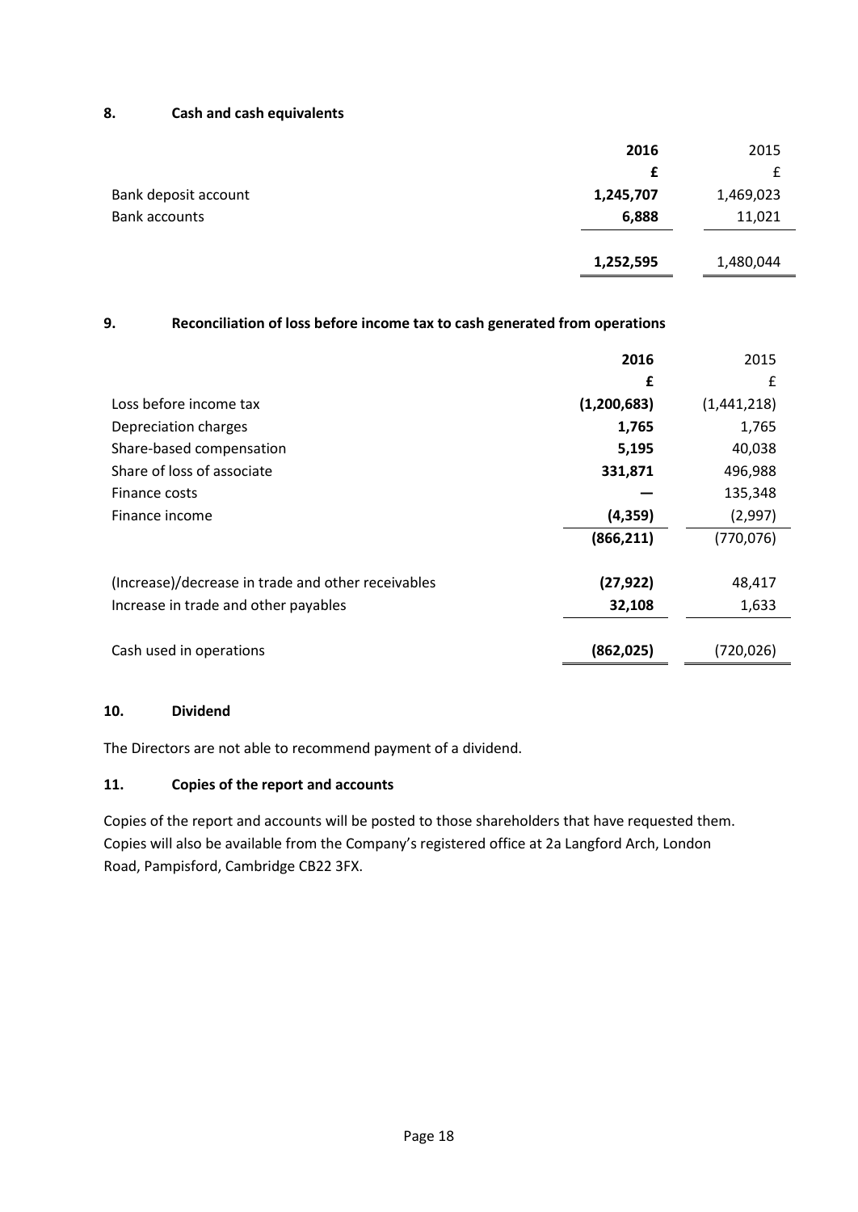## 8. Cash and cash equivalents

| | 2016 | 2015 |
|---|---|---|
| | **£** | £ |
| Bank deposit account | **1,245,707** | 1,469,023 |
| Bank accounts | **6,888** | 11,021 |
| | **1,252,595** | 1,480,044 |

## 9. Reconciliation of loss before income tax to cash generated from operations

| | 2016 | 2015 |
|---|---|---|
| | **£** | £ |
| Loss before income tax | **(1,200,683)** | (1,441,218) |
| Depreciation charges | **1,765** | 1,765 |
| Share-based compensation | **5,195** | 40,038 |
| Share of loss of associate | **331,871** | 496,988 |
| Finance costs | **—** | 135,348 |
| Finance income | **(4,359)** | (2,997) |
| | **(866,211)** | (770,076) |
| (Increase)/decrease in trade and other receivables | **(27,922)** | 48,417 |
| Increase in trade and other payables | **32,108** | 1,633 |
| Cash used in operations | **(862,025)** | (720,026) |

## 10. Dividend

The Directors are not able to recommend payment of a dividend.

## 11. Copies of the report and accounts

Copies of the report and accounts will be posted to those shareholders that have requested them. Copies will also be available from the Company's registered office at 2a Langford Arch, London Road, Pampisford, Cambridge CB22 3FX.